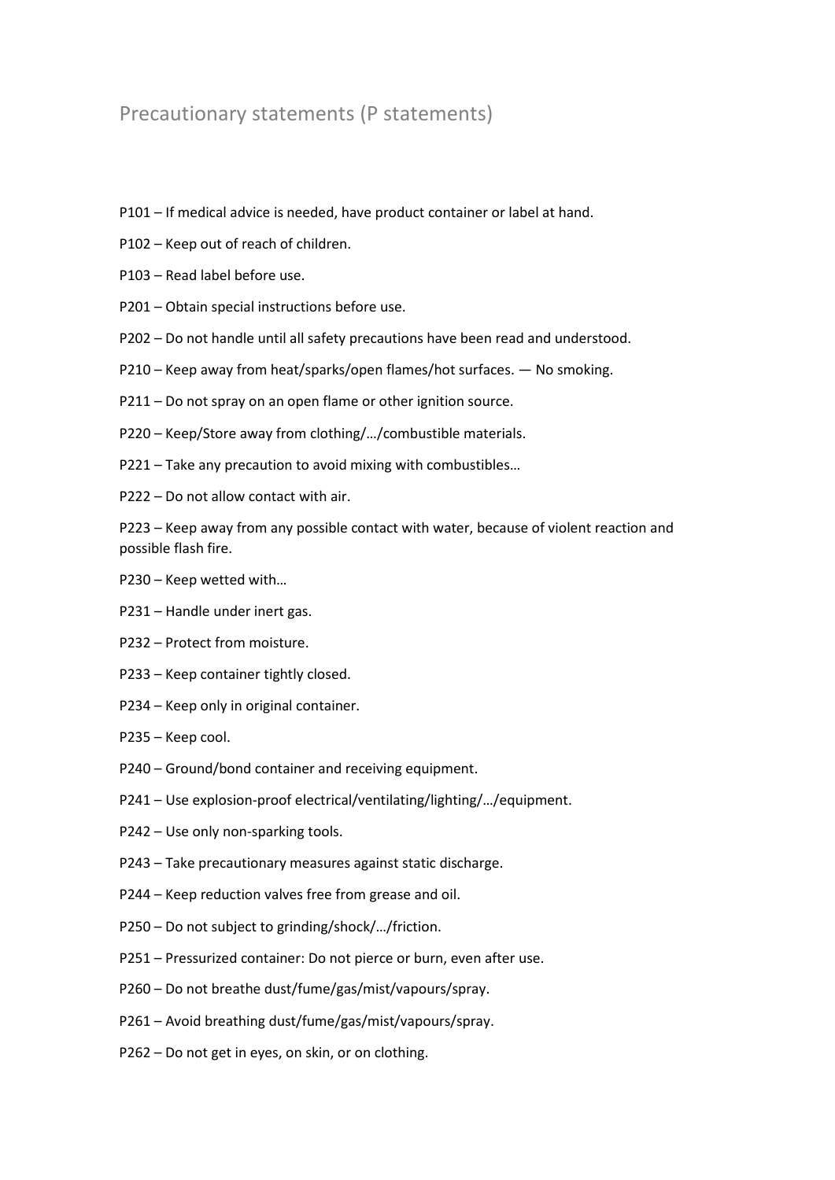# Precautionary statements (P statements)

P101 – If medical advice is needed, have product container or label at hand.

P102 – Keep out of reach of children.

P103 – Read label before use.

P201 – Obtain special instructions before use.

P202 – Do not handle until all safety precautions have been read and understood.

P210 – Keep away from heat/sparks/open flames/hot surfaces. — No smoking.

P211 – Do not spray on an open flame or other ignition source.

P220 – Keep/Store away from clothing/…/combustible materials.

P221 – Take any precaution to avoid mixing with combustibles…

P222 – Do not allow contact with air.

P223 – Keep away from any possible contact with water, because of violent reaction and possible flash fire.

P230 – Keep wetted with…

P231 – Handle under inert gas.

P232 – Protect from moisture.

P233 – Keep container tightly closed.

P234 – Keep only in original container.

P235 – Keep cool.

P240 – Ground/bond container and receiving equipment.

P241 – Use explosion-proof electrical/ventilating/lighting/…/equipment.

P242 – Use only non-sparking tools.

P243 – Take precautionary measures against static discharge.

P244 – Keep reduction valves free from grease and oil.

P250 – Do not subject to grinding/shock/…/friction.

P251 – Pressurized container: Do not pierce or burn, even after use.

P260 – Do not breathe dust/fume/gas/mist/vapours/spray.

P261 – Avoid breathing dust/fume/gas/mist/vapours/spray.

P262 – Do not get in eyes, on skin, or on clothing.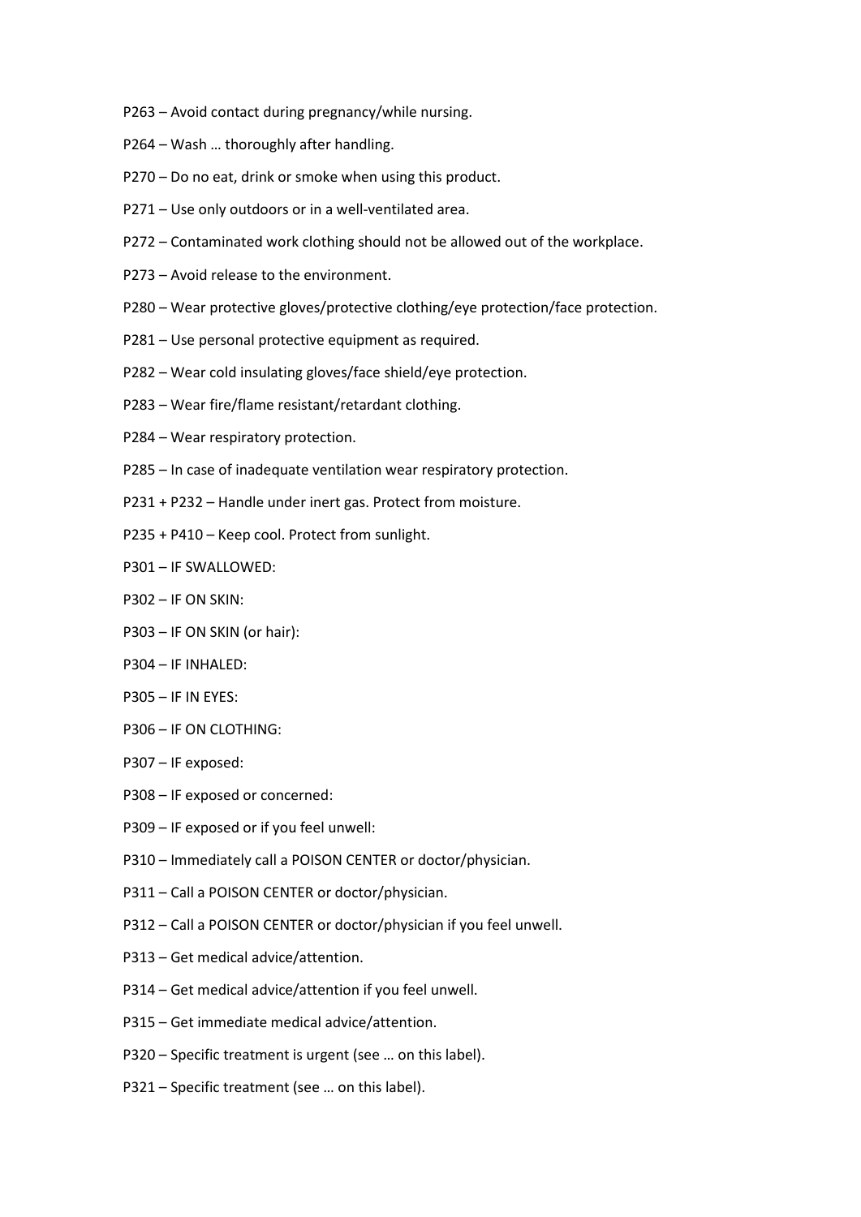P263 – Avoid contact during pregnancy/while nursing.

P264 – Wash … thoroughly after handling.

P270 – Do no eat, drink or smoke when using this product.

P271 – Use only outdoors or in a well-ventilated area.

P272 – Contaminated work clothing should not be allowed out of the workplace.

P273 – Avoid release to the environment.

P280 – Wear protective gloves/protective clothing/eye protection/face protection.

P281 – Use personal protective equipment as required.

P282 – Wear cold insulating gloves/face shield/eye protection.

P283 – Wear fire/flame resistant/retardant clothing.

P284 – Wear respiratory protection.

P285 – In case of inadequate ventilation wear respiratory protection.

P231 + P232 – Handle under inert gas. Protect from moisture.

P235 + P410 – Keep cool. Protect from sunlight.

P301 – IF SWALLOWED:

P302 – IF ON SKIN:

P303 – IF ON SKIN (or hair):

P304 – IF INHALED:

P305 – IF IN EYES:

P306 – IF ON CLOTHING:

P307 – IF exposed:

P308 – IF exposed or concerned:

P309 – IF exposed or if you feel unwell:

P310 – Immediately call a POISON CENTER or doctor/physician.

P311 – Call a POISON CENTER or doctor/physician.

P312 – Call a POISON CENTER or doctor/physician if you feel unwell.

P313 – Get medical advice/attention.

P314 – Get medical advice/attention if you feel unwell.

P315 – Get immediate medical advice/attention.

P320 – Specific treatment is urgent (see … on this label).

P321 – Specific treatment (see … on this label).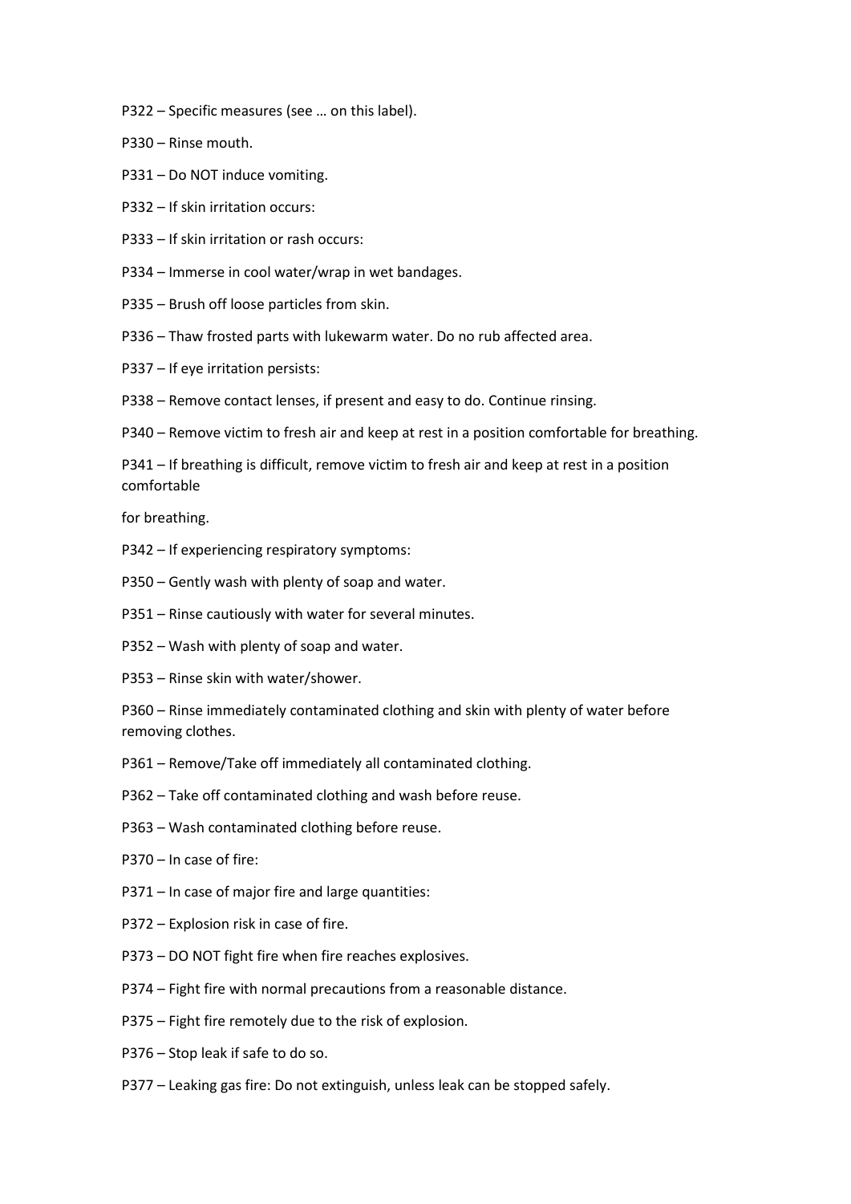P322 – Specific measures (see … on this label).

P330 – Rinse mouth.

P331 – Do NOT induce vomiting.

P332 – If skin irritation occurs:

P333 – If skin irritation or rash occurs:

P334 – Immerse in cool water/wrap in wet bandages.

P335 – Brush off loose particles from skin.

P336 – Thaw frosted parts with lukewarm water. Do no rub affected area.

P337 – If eye irritation persists:

P338 – Remove contact lenses, if present and easy to do. Continue rinsing.

P340 – Remove victim to fresh air and keep at rest in a position comfortable for breathing.

P341 – If breathing is difficult, remove victim to fresh air and keep at rest in a position comfortable

for breathing.

P342 – If experiencing respiratory symptoms:

P350 – Gently wash with plenty of soap and water.

P351 – Rinse cautiously with water for several minutes.

P352 – Wash with plenty of soap and water.

P353 – Rinse skin with water/shower.

P360 – Rinse immediately contaminated clothing and skin with plenty of water before removing clothes.

P361 – Remove/Take off immediately all contaminated clothing.

P362 – Take off contaminated clothing and wash before reuse.

P363 – Wash contaminated clothing before reuse.

P370 – In case of fire:

P371 – In case of major fire and large quantities:

P372 – Explosion risk in case of fire.

P373 – DO NOT fight fire when fire reaches explosives.

P374 – Fight fire with normal precautions from a reasonable distance.

P375 – Fight fire remotely due to the risk of explosion.

P376 – Stop leak if safe to do so.

P377 – Leaking gas fire: Do not extinguish, unless leak can be stopped safely.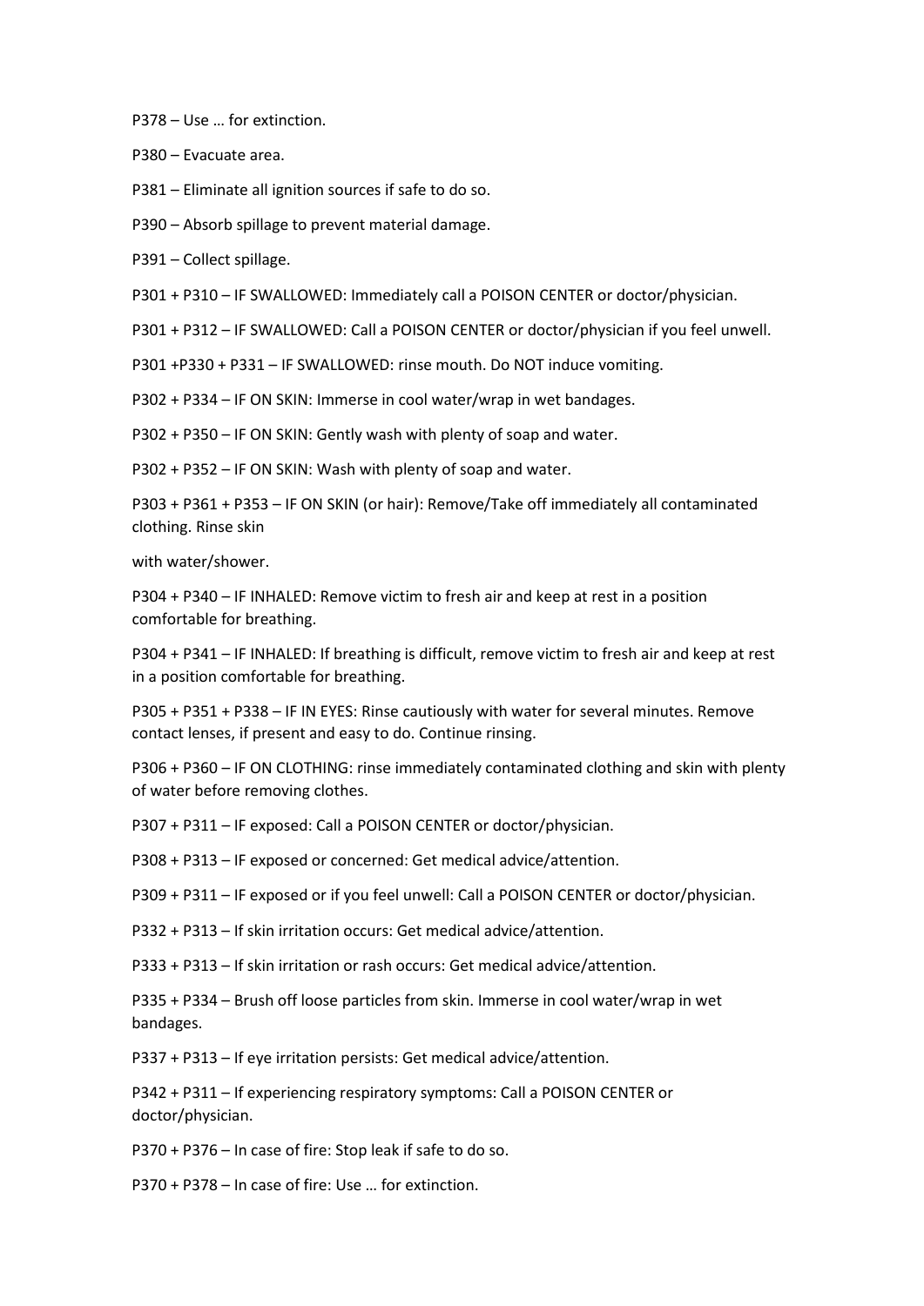P378 – Use … for extinction.

P380 – Evacuate area.

P381 – Eliminate all ignition sources if safe to do so.

P390 – Absorb spillage to prevent material damage.

P391 – Collect spillage.

P301 + P310 – IF SWALLOWED: Immediately call a POISON CENTER or doctor/physician.

P301 + P312 – IF SWALLOWED: Call a POISON CENTER or doctor/physician if you feel unwell.

P301 +P330 + P331 – IF SWALLOWED: rinse mouth. Do NOT induce vomiting.

P302 + P334 – IF ON SKIN: Immerse in cool water/wrap in wet bandages.

P302 + P350 – IF ON SKIN: Gently wash with plenty of soap and water.

P302 + P352 – IF ON SKIN: Wash with plenty of soap and water.

P303 + P361 + P353 – IF ON SKIN (or hair): Remove/Take off immediately all contaminated clothing. Rinse skin

with water/shower.

P304 + P340 – IF INHALED: Remove victim to fresh air and keep at rest in a position comfortable for breathing.

P304 + P341 – IF INHALED: If breathing is difficult, remove victim to fresh air and keep at rest in a position comfortable for breathing.

P305 + P351 + P338 – IF IN EYES: Rinse cautiously with water for several minutes. Remove contact lenses, if present and easy to do. Continue rinsing.

P306 + P360 – IF ON CLOTHING: rinse immediately contaminated clothing and skin with plenty of water before removing clothes.

P307 + P311 – IF exposed: Call a POISON CENTER or doctor/physician.

P308 + P313 – IF exposed or concerned: Get medical advice/attention.

P309 + P311 – IF exposed or if you feel unwell: Call a POISON CENTER or doctor/physician.

P332 + P313 – If skin irritation occurs: Get medical advice/attention.

P333 + P313 – If skin irritation or rash occurs: Get medical advice/attention.

P335 + P334 – Brush off loose particles from skin. Immerse in cool water/wrap in wet bandages.

P337 + P313 – If eye irritation persists: Get medical advice/attention.

P342 + P311 – If experiencing respiratory symptoms: Call a POISON CENTER or doctor/physician.

P370 + P376 – In case of fire: Stop leak if safe to do so.

P370 + P378 – In case of fire: Use … for extinction.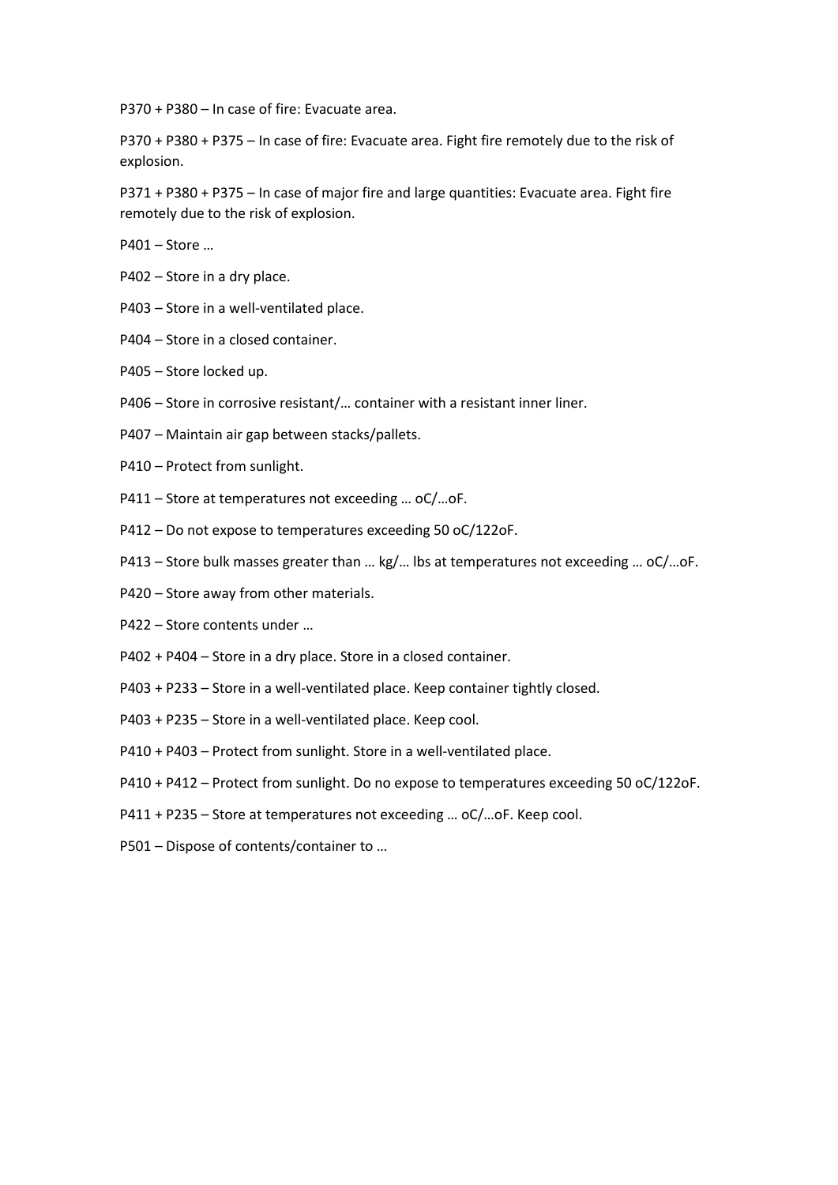P370 + P380 – In case of fire: Evacuate area.

P370 + P380 + P375 – In case of fire: Evacuate area. Fight fire remotely due to the risk of explosion.

P371 + P380 + P375 – In case of major fire and large quantities: Evacuate area. Fight fire remotely due to the risk of explosion.

P401 – Store …

P402 – Store in a dry place.

P403 – Store in a well-ventilated place.

P404 – Store in a closed container.

P405 – Store locked up.

P406 – Store in corrosive resistant/… container with a resistant inner liner.

P407 – Maintain air gap between stacks/pallets.

P410 – Protect from sunlight.

P411 – Store at temperatures not exceeding … oC/…oF.

P412 – Do not expose to temperatures exceeding 50 oC/122oF.

P413 – Store bulk masses greater than … kg/… lbs at temperatures not exceeding … oC/…oF.

P420 – Store away from other materials.

P422 – Store contents under …

P402 + P404 – Store in a dry place. Store in a closed container.

P403 + P233 – Store in a well-ventilated place. Keep container tightly closed.

P403 + P235 – Store in a well-ventilated place. Keep cool.

P410 + P403 – Protect from sunlight. Store in a well-ventilated place.

P410 + P412 – Protect from sunlight. Do no expose to temperatures exceeding 50 oC/122oF.

P411 + P235 – Store at temperatures not exceeding … oC/…oF. Keep cool.

P501 – Dispose of contents/container to …